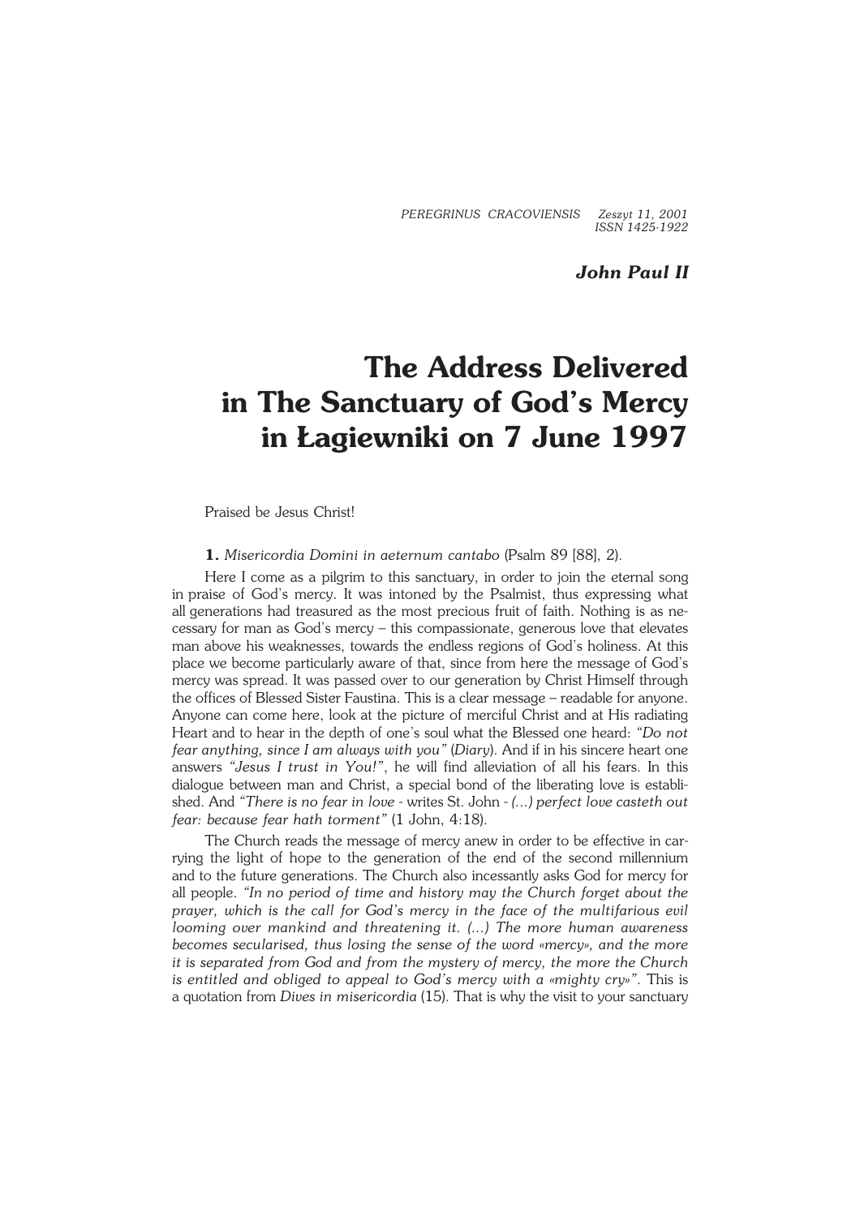*John Paul II*

# The Address Delivered in The Sanctuary of God's Mercy in Łagiewniki on 7 June 1997

Praised be Jesus Christ!

**1.** *Misericordia Domini in aeternum cantabo* (Psalm 89 [88], 2).

Here I come as a pilgrim to this sanctuary, in order to join the eternal song in praise of God's mercy. It was intoned by the Psalmist, thus expressing what all generations had treasured as the most precious fruit of faith. Nothing is as necessary for man as God's mercy – this compassionate, generous love that elevates man above his weaknesses, towards the endless regions of God's holiness. At this place we become particularly aware of that, since from here the message of God's mercy was spread. It was passed over to our generation by Christ Himself through the offices of Blessed Sister Faustina. This is a clear message – readable for anyone. Anyone can come here, look at the picture of merciful Christ and at His radiating Heart and to hear in the depth of one's soul what the Blessed one heard: *"Do not fear anything, since I am always with you"* (*Diary*). And if in his sincere heart one answers *"Jesus I trust in You!"*, he will find alleviation of all his fears. In this dialogue between man and Christ, a special bond of the liberating love is established. And *"There is no fear in love* - writes St. John - *(...) perfect love casteth out fear: because fear hath torment"* (1 John, 4:18).

The Church reads the message of mercy anew in order to be effective in carrying the light of hope to the generation of the end of the second millennium and to the future generations. The Church also incessantly asks God for mercy for all people. *"In no period of time and history may the Church forget about the prayer, which is the call for God's mercy in the face of the multifarious evil looming over mankind and threatening it. (...) The more human awareness becomes secularised, thus losing the sense of the word «mercy», and the more it is separated from God and from the mystery of mercy, the more the Church is entitled and obliged to appeal to God's mercy with a «mighty cry»"*. This is a quotation from *Dives in misericordia* (15). That is why the visit to your sanctuary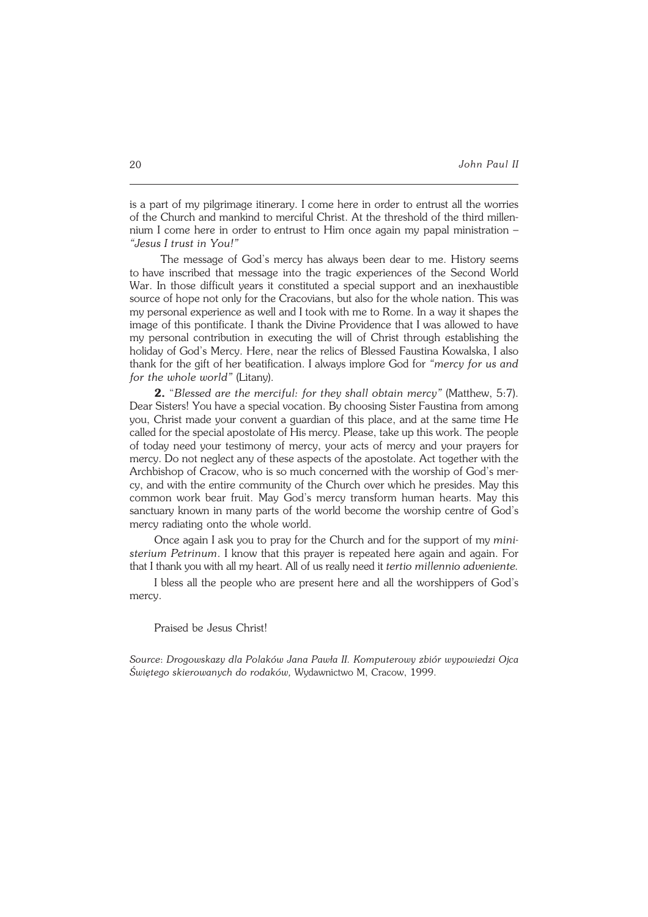is a part of my pilgrimage itinerary. I come here in order to entrust all the worries of the Church and mankind to merciful Christ. At the threshold of the third millennium I come here in order to entrust to Him once again my papal ministration – *"Jesus I trust in You!"*

The message of God's mercy has always been dear to me. History seems to have inscribed that message into the tragic experiences of the Second World War. In those difficult years it constituted a special support and an inexhaustible source of hope not only for the Cracovians, but also for the whole nation. This was my personal experience as well and I took with me to Rome. In a way it shapes the image of this pontificate. I thank the Divine Providence that I was allowed to have my personal contribution in executing the will of Christ through establishing the holiday of God's Mercy. Here, near the relics of Blessed Faustina Kowalska, I also thank for the gift of her beatification. I always implore God for *"mercy for us and for the whole world"* (Litany).

**2.** "*Blessed are the merciful: for they shall obtain mercy"* (Matthew, 5:7). Dear Sisters! You have a special vocation. By choosing Sister Faustina from among you, Christ made your convent a guardian of this place, and at the same time He called for the special apostolate of His mercy. Please, take up this work. The people of today need your testimony of mercy, your acts of mercy and your prayers for mercy. Do not neglect any of these aspects of the apostolate. Act together with the Archbishop of Cracow, who is so much concerned with the worship of God's mercy, and with the entire community of the Church over which he presides. May this common work bear fruit. May God's mercy transform human hearts. May this sanctuary known in many parts of the world become the worship centre of God's mercy radiating onto the whole world.

Once again I ask you to pray for the Church and for the support of my *ministerium Petrinum*. I know that this prayer is repeated here again and again. For that I thank you with all my heart. All of us really need it *tertio millennio adveniente.*

I bless all the people who are present here and all the worshippers of God's mercy.

Praised be Jesus Christ!

*Source*: *Drogowskazy dla Polaków Jana Pawła II. Komputerowy zbiór wypowiedzi Ojca Świętego skierowanych do rodaków,* Wydawnictwo M, Cracow, 1999.